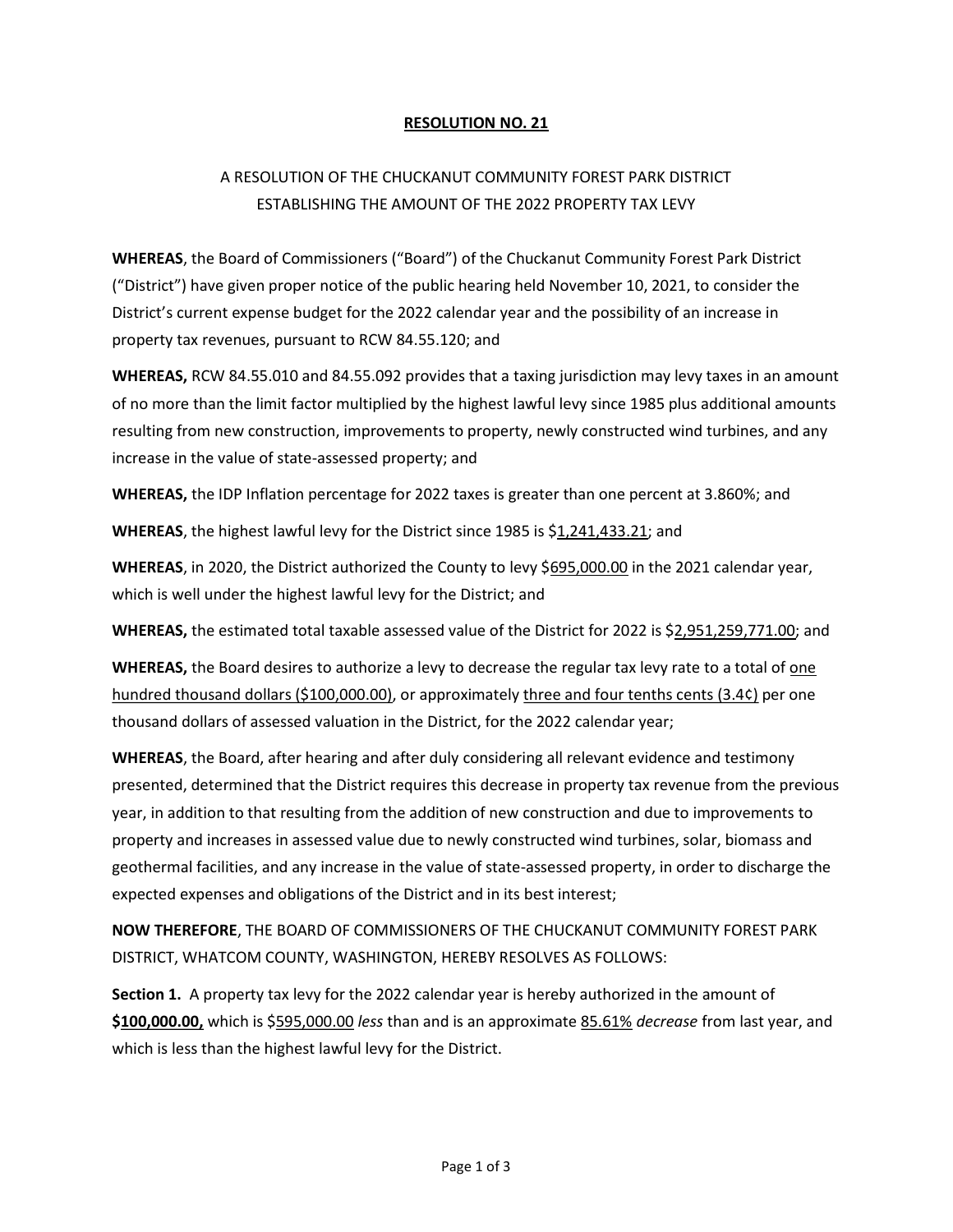**RESOLUTION NO. 21**

A RESOLUTION OF THE CHUCKANUT COMMUNITY FOREST PARK DISTRICT ESTABLISHING THE AMOUNT OF THE 2022 PROPERTY TAX LEVY

**WHEREAS**, the Board of Commissioners ("Board") of the Chuckanut Community Forest Park District ("District") have given proper notice of the public hearing held November 10, 2021, to consider the District's current expense budget for the 2022 calendar year and the possibility of an increase in property tax revenues, pursuant to RCW 84.55.120; and

**WHEREAS,** RCW 84.55.010 and 84.55.092 provides that a taxing jurisdiction may levy taxes in an amount of no more than the limit factor multiplied by the highest lawful levy since 1985 plus additional amounts resulting from new construction, improvements to property, newly constructed wind turbines, and any increase in the value of state-assessed property; and

**WHEREAS,** the IDP Inflation percentage for 2022 taxes is greater than one percent at 3.860%; and

**WHEREAS**, the highest lawful levy for the District since 1985 is $1,241,433.21; and

**WHEREAS**, in 2020, the District authorized the County to levy $695,000.00 in the 2021 calendar year, which is well under the highest lawful levy for the District; and

**WHEREAS,** the estimated total taxable assessed value of the District for 2022 is $2,951,259,771.00; and

**WHEREAS,** the Board desires to authorize a levy to decrease the regular tax levy rate to a total of one hundred thousand dollars ($100,000.00), or approximately three and four tenths cents (3.4¢) per one thousand dollars of assessed valuation in the District, for the 2022 calendar year;

**WHEREAS**, the Board, after hearing and after duly considering all relevant evidence and testimony presented, determined that the District requires this decrease in property tax revenue from the previous year, in addition to that resulting from the addition of new construction and due to improvements to property and increases in assessed value due to newly constructed wind turbines, solar, biomass and geothermal facilities, and any increase in the value of state-assessed property, in order to discharge the expected expenses and obligations of the District and in its best interest;

**NOW THEREFORE**, THE BOARD OF COMMISSIONERS OF THE CHUCKANUT COMMUNITY FOREST PARK DISTRICT, WHATCOM COUNTY, WASHINGTON, HEREBY RESOLVES AS FOLLOWS:

**Section 1.** A property tax levy for the 2022 calendar year is hereby authorized in the amount of **$100,000.00,** which is $595,000.00 *less* than and is an approximate 85.61% *decrease* from last year, and which is less than the highest lawful levy for the District.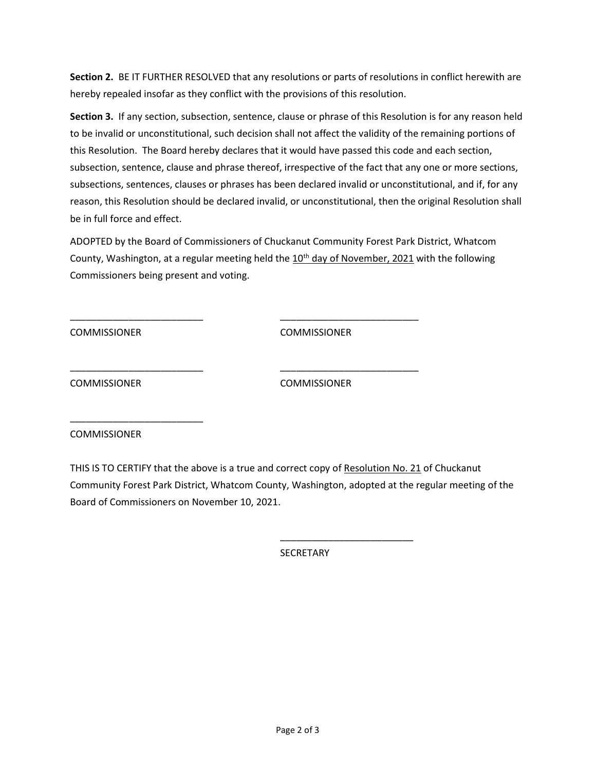**Section 2.** BE IT FURTHER RESOLVED that any resolutions or parts of resolutions in conflict herewith are hereby repealed insofar as they conflict with the provisions of this resolution.

**Section 3.** If any section, subsection, sentence, clause or phrase of this Resolution is for any reason held to be invalid or unconstitutional, such decision shall not affect the validity of the remaining portions of this Resolution. The Board hereby declares that it would have passed this code and each section, subsection, sentence, clause and phrase thereof, irrespective of the fact that any one or more sections, subsections, sentences, clauses or phrases has been declared invalid or unconstitutional, and if, for any reason, this Resolution should be declared invalid, or unconstitutional, then the original Resolution shall be in full force and effect.

ADOPTED by the Board of Commissioners of Chuckanut Community Forest Park District, Whatcom County, Washington, at a regular meeting held the 10th day of November, 2021 with the following Commissioners being present and voting.

_________________________ _________________________

COMMISSIONER COMMISSIONER

_________________________ _________________________

COMMISSIONER COMMISSIONER

_________________________

COMMISSIONER

THIS IS TO CERTIFY that the above is a true and correct copy of Resolution No. 21 of Chuckanut Community Forest Park District, Whatcom County, Washington, adopted at the regular meeting of the Board of Commissioners on November 10, 2021.

_________________________

SECRETARY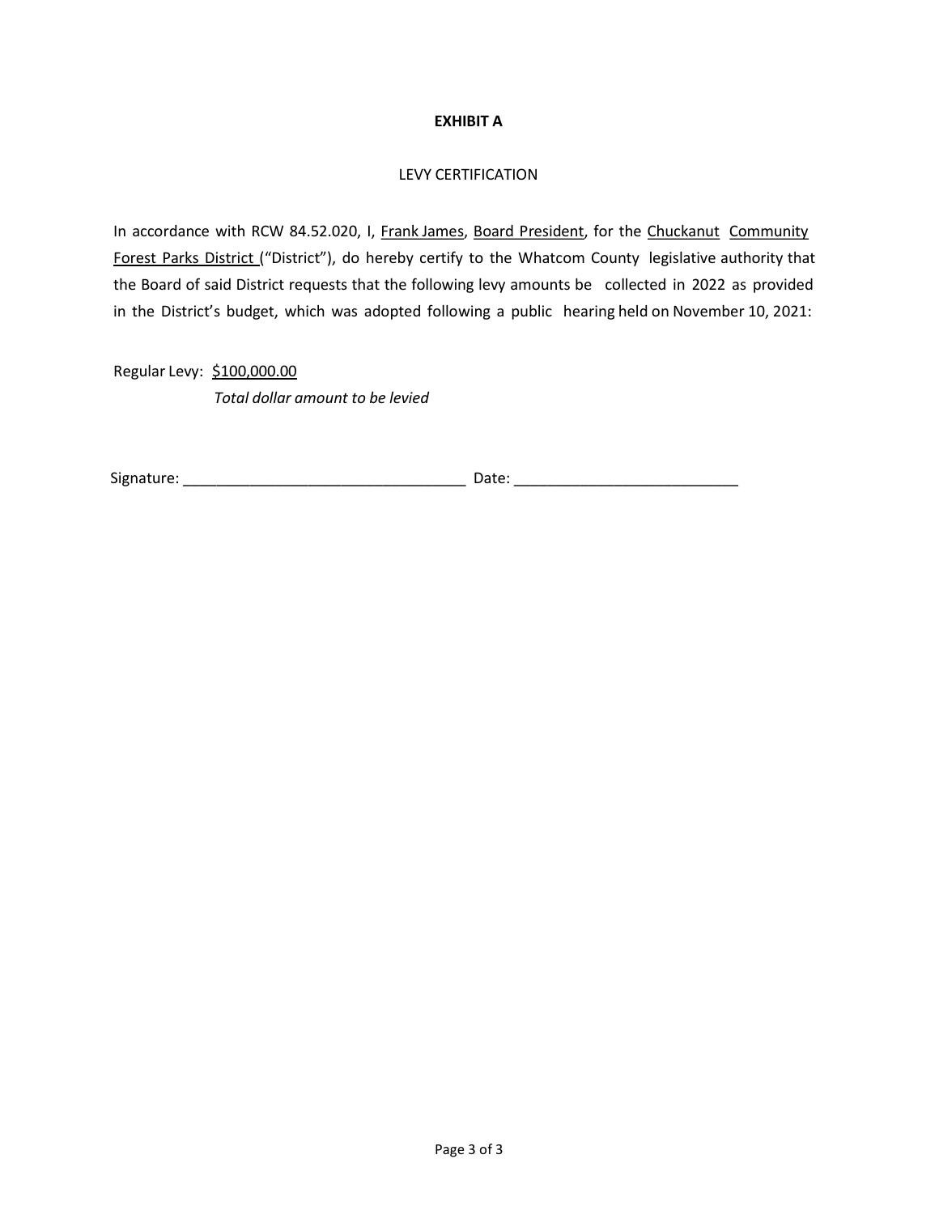**EXHIBIT A**

LEVY CERTIFICATION

In accordance with RCW 84.52.020, I, Frank James, Board President, for the Chuckanut Community Forest Parks District ("District"), do hereby certify to the Whatcom County legislative authority that the Board of said District requests that the following levy amounts be collected in 2022 as provided in the District's budget, which was adopted following a public hearing held on November 10, 2021:

Regular Levy: $100,000.00
*Total dollar amount to be levied*

Signature: _________________________________ Date: __________________________